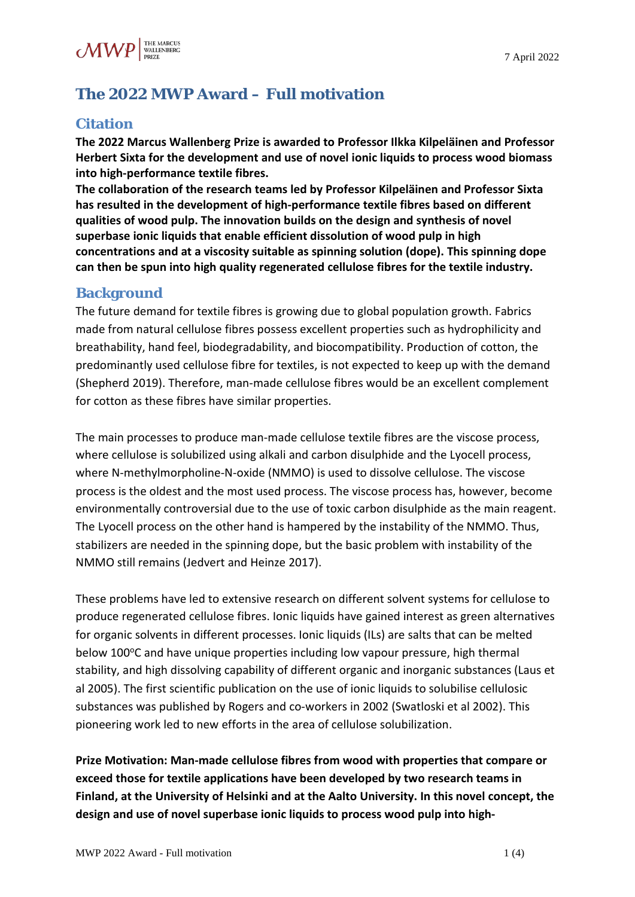7 April 2022

# The 2022 MWP Award – Full motivation

## Citation

**The 2022 Marcus Wallenberg Prize is awarded to Professor Ilkka Kilpeläinen and Professor Herbert Sixta for the development and use of novel ionic liquids to process wood biomass into high-performance textile fibres.**

**The collaboration of the research teams led by Professor Kilpeläinen and Professor Sixta has resulted in the development of high-performance textile fibres based on different qualities of wood pulp. The innovation builds on the design and synthesis of novel superbase ionic liquids that enable efficient dissolution of wood pulp in high concentrations and at a viscosity suitable as spinning solution (dope). This spinning dope can then be spun into high quality regenerated cellulose fibres for the textile industry.**

## Background

The future demand for textile fibres is growing due to global population growth. Fabrics made from natural cellulose fibres possess excellent properties such as hydrophilicity and breathability, hand feel, biodegradability, and biocompatibility. Production of cotton, the predominantly used cellulose fibre for textiles, is not expected to keep up with the demand (Shepherd 2019). Therefore, man-made cellulose fibres would be an excellent complement for cotton as these fibres have similar properties.

The main processes to produce man-made cellulose textile fibres are the viscose process, where cellulose is solubilized using alkali and carbon disulphide and the Lyocell process, where N-methylmorpholine-N-oxide (NMMO) is used to dissolve cellulose. The viscose process is the oldest and the most used process. The viscose process has, however, become environmentally controversial due to the use of toxic carbon disulphide as the main reagent. The Lyocell process on the other hand is hampered by the instability of the NMMO. Thus, stabilizers are needed in the spinning dope, but the basic problem with instability of the NMMO still remains (Jedvert and Heinze 2017).

These problems have led to extensive research on different solvent systems for cellulose to produce regenerated cellulose fibres. Ionic liquids have gained interest as green alternatives for organic solvents in different processes. Ionic liquids (ILs) are salts that can be melted below 100$^{o}$C and have unique properties including low vapour pressure, high thermal stability, and high dissolving capability of different organic and inorganic substances (Laus et al 2005). The first scientific publication on the use of ionic liquids to solubilise cellulosic substances was published by Rogers and co-workers in 2002 (Swatloski et al 2002). This pioneering work led to new efforts in the area of cellulose solubilization.

**Prize Motivation: Man-made cellulose fibres from wood with properties that compare or exceed those for textile applications have been developed by two research teams in Finland, at the University of Helsinki and at the Aalto University. In this novel concept, the design and use of novel superbase ionic liquids to process wood pulp into high-**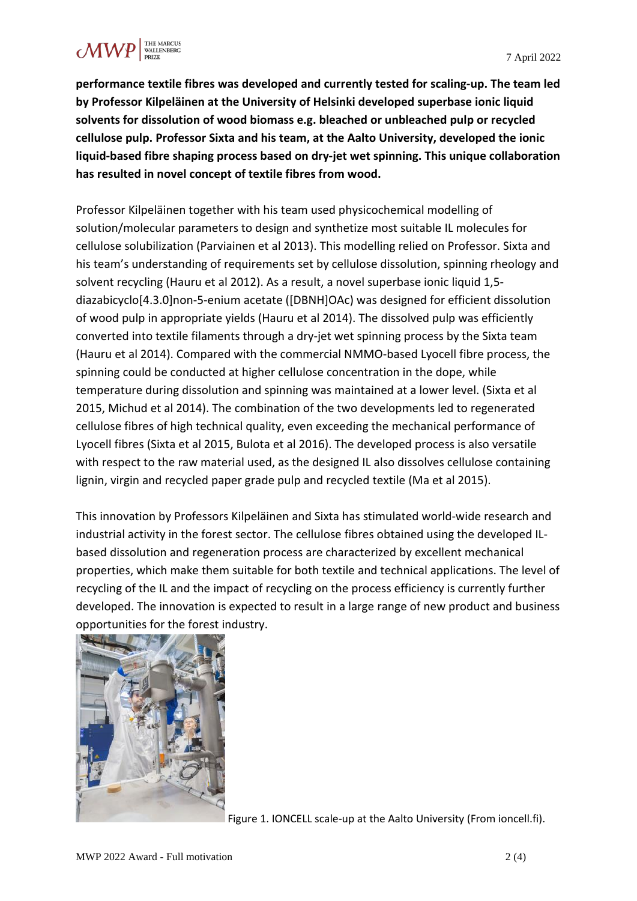**performance textile fibres was developed and currently tested for scaling-up. The team led by Professor Kilpeläinen at the University of Helsinki developed superbase ionic liquid solvents for dissolution of wood biomass e.g. bleached or unbleached pulp or recycled cellulose pulp. Professor Sixta and his team, at the Aalto University, developed the ionic liquid-based fibre shaping process based on dry-jet wet spinning. This unique collaboration has resulted in novel concept of textile fibres from wood.**

Professor Kilpeläinen together with his team used physicochemical modelling of solution/molecular parameters to design and synthetize most suitable IL molecules for cellulose solubilization (Parviainen et al 2013). This modelling relied on Professor. Sixta and his team's understanding of requirements set by cellulose dissolution, spinning rheology and solvent recycling (Hauru et al 2012). As a result, a novel superbase ionic liquid 1,5-diazabicyclo[4.3.0]non-5-enium acetate ([DBNH]OAc) was designed for efficient dissolution of wood pulp in appropriate yields (Hauru et al 2014). The dissolved pulp was efficiently converted into textile filaments through a dry-jet wet spinning process by the Sixta team (Hauru et al 2014). Compared with the commercial NMMO-based Lyocell fibre process, the spinning could be conducted at higher cellulose concentration in the dope, while temperature during dissolution and spinning was maintained at a lower level. (Sixta et al 2015, Michud et al 2014). The combination of the two developments led to regenerated cellulose fibres of high technical quality, even exceeding the mechanical performance of Lyocell fibres (Sixta et al 2015, Bulota et al 2016). The developed process is also versatile with respect to the raw material used, as the designed IL also dissolves cellulose containing lignin, virgin and recycled paper grade pulp and recycled textile (Ma et al 2015).

This innovation by Professors Kilpeläinen and Sixta has stimulated world-wide research and industrial activity in the forest sector. The cellulose fibres obtained using the developed IL-based dissolution and regeneration process are characterized by excellent mechanical properties, which make them suitable for both textile and technical applications. The level of recycling of the IL and the impact of recycling on the process efficiency is currently further developed. The innovation is expected to result in a large range of new product and business opportunities for the forest industry.

Figure 1. IONCELL scale-up at the Aalto University (From ioncell.fi).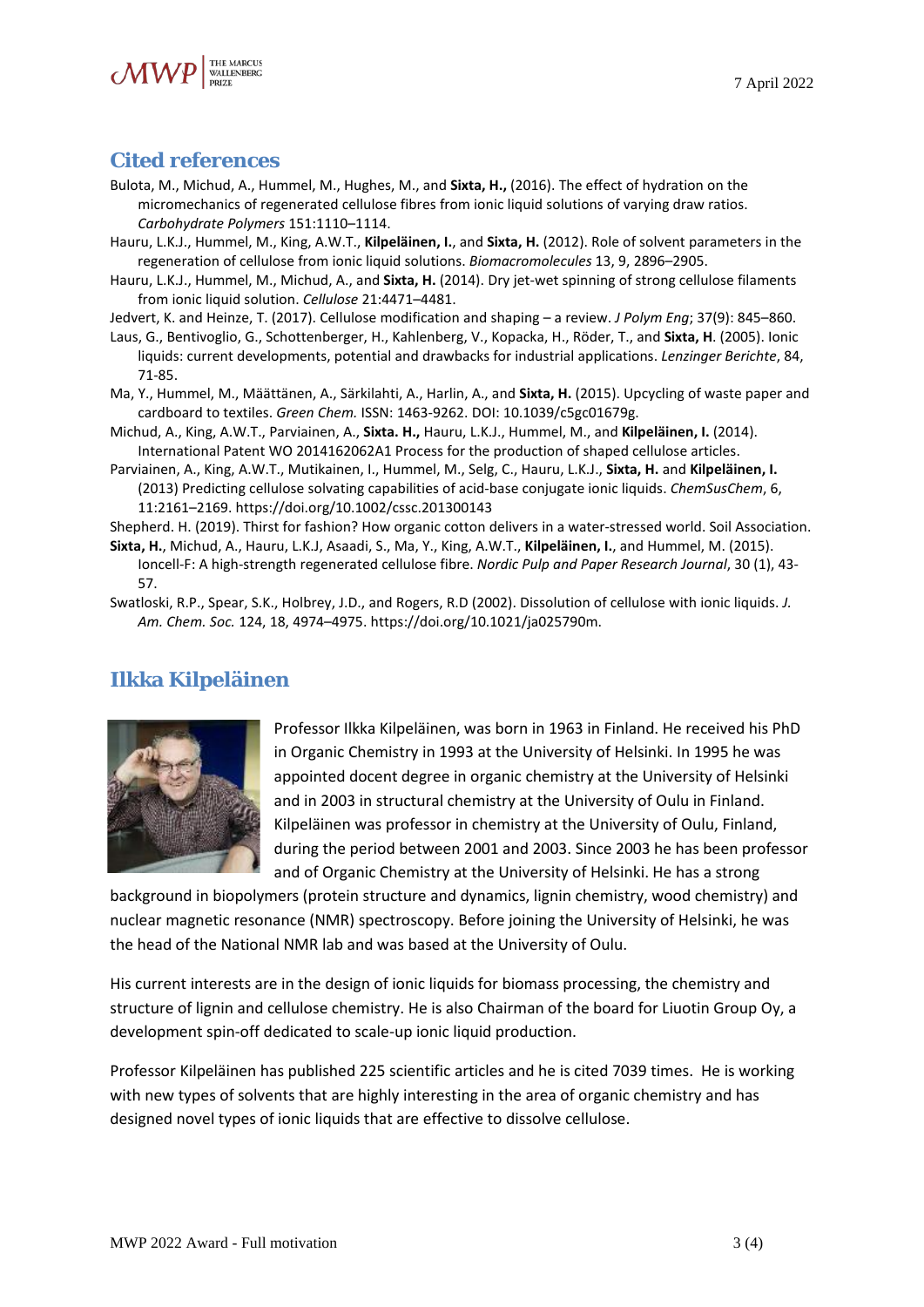## Cited references

Bulota, M., Michud, A., Hummel, M., Hughes, M., and **Sixta, H.,** (2016). The effect of hydration on the micromechanics of regenerated cellulose fibres from ionic liquid solutions of varying draw ratios. *Carbohydrate Polymers* 151:1110–1114.

Hauru, L.K.J., Hummel, M., King, A.W.T., **Kilpeläinen, I.**, and **Sixta, H.** (2012). Role of solvent parameters in the regeneration of cellulose from ionic liquid solutions. *Biomacromolecules* 13, 9, 2896–2905.

Hauru, L.K.J., Hummel, M., Michud, A., and **Sixta, H.** (2014). Dry jet-wet spinning of strong cellulose filaments from ionic liquid solution. *Cellulose* 21:4471–4481.

Jedvert, K. and Heinze, T. (2017). Cellulose modification and shaping – a review. *J Polym Eng*; 37(9): 845–860.

Laus, G., Bentivoglio, G., Schottenberger, H., Kahlenberg, V., Kopacka, H., Röder, T., and **Sixta, H**. (2005). Ionic liquids: current developments, potential and drawbacks for industrial applications. *Lenzinger Berichte*, 84, 71-85.

Ma, Y., Hummel, M., Määttänen, A., Särkilahti, A., Harlin, A., and **Sixta, H.** (2015). Upcycling of waste paper and cardboard to textiles. *Green Chem.* ISSN: 1463-9262. DOI: 10.1039/c5gc01679g.

Michud, A., King, A.W.T., Parviainen, A., **Sixta. H.,** Hauru, L.K.J., Hummel, M., and **Kilpeläinen, I.** (2014). International Patent WO 2014162062A1 Process for the production of shaped cellulose articles.

Parviainen, A., King, A.W.T., Mutikainen, I., Hummel, M., Selg, C., Hauru, L.K.J., **Sixta, H.** and **Kilpeläinen, I.** (2013) Predicting cellulose solvating capabilities of acid-base conjugate ionic liquids. *ChemSusChem*, 6, 11:2161–2169. https://doi.org/10.1002/cssc.201300143

Shepherd. H. (2019). Thirst for fashion? How organic cotton delivers in a water-stressed world. Soil Association.

**Sixta, H.**, Michud, A., Hauru, L.K.J, Asaadi, S., Ma, Y., King, A.W.T., **Kilpeläinen, I.**, and Hummel, M. (2015). Ioncell-F: A high-strength regenerated cellulose fibre. *Nordic Pulp and Paper Research Journal*, 30 (1), 43-57.

Swatloski, R.P., Spear, S.K., Holbrey, J.D., and Rogers, R.D (2002). Dissolution of cellulose with ionic liquids. *J. Am. Chem. Soc.* 124, 18, 4974–4975. https://doi.org/10.1021/ja025790m.

## Ilkka Kilpeläinen

Professor Ilkka Kilpeläinen, was born in 1963 in Finland. He received his PhD in Organic Chemistry in 1993 at the University of Helsinki. In 1995 he was appointed docent degree in organic chemistry at the University of Helsinki and in 2003 in structural chemistry at the University of Oulu in Finland. Kilpeläinen was professor in chemistry at the University of Oulu, Finland, during the period between 2001 and 2003. Since 2003 he has been professor and of Organic Chemistry at the University of Helsinki. He has a strong background in biopolymers (protein structure and dynamics, lignin chemistry, wood chemistry) and nuclear magnetic resonance (NMR) spectroscopy. Before joining the University of Helsinki, he was the head of the National NMR lab and was based at the University of Oulu.

His current interests are in the design of ionic liquids for biomass processing, the chemistry and structure of lignin and cellulose chemistry. He is also Chairman of the board for Liuotin Group Oy, a development spin-off dedicated to scale-up ionic liquid production.

Professor Kilpeläinen has published 225 scientific articles and he is cited 7039 times. He is working with new types of solvents that are highly interesting in the area of organic chemistry and has designed novel types of ionic liquids that are effective to dissolve cellulose.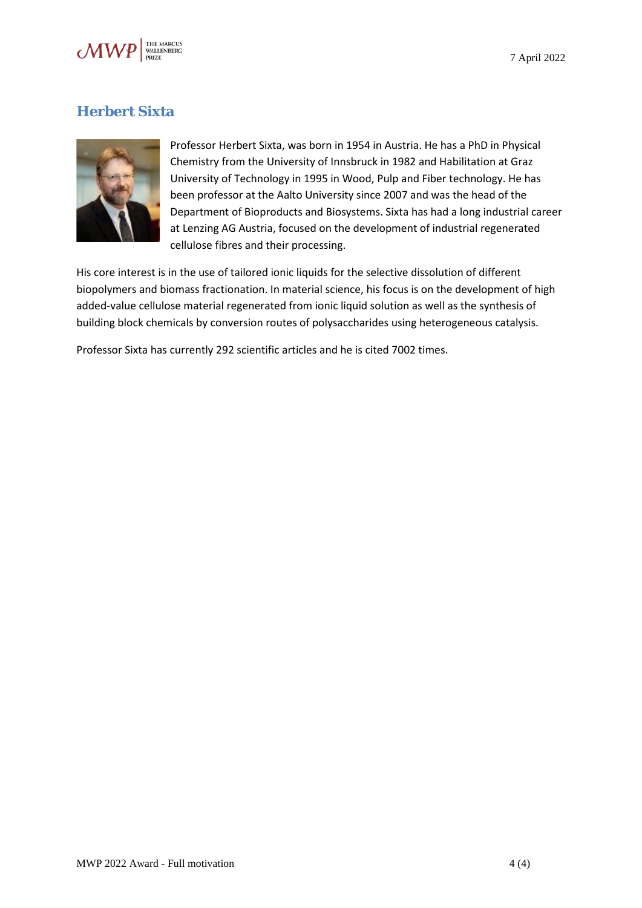## Herbert Sixta

Professor Herbert Sixta, was born in 1954 in Austria. He has a PhD in Physical Chemistry from the University of Innsbruck in 1982 and Habilitation at Graz University of Technology in 1995 in Wood, Pulp and Fiber technology. He has been professor at the Aalto University since 2007 and was the head of the Department of Bioproducts and Biosystems. Sixta has had a long industrial career at Lenzing AG Austria, focused on the development of industrial regenerated cellulose fibres and their processing.

His core interest is in the use of tailored ionic liquids for the selective dissolution of different biopolymers and biomass fractionation. In material science, his focus is on the development of high added-value cellulose material regenerated from ionic liquid solution as well as the synthesis of building block chemicals by conversion routes of polysaccharides using heterogeneous catalysis.

Professor Sixta has currently 292 scientific articles and he is cited 7002 times.